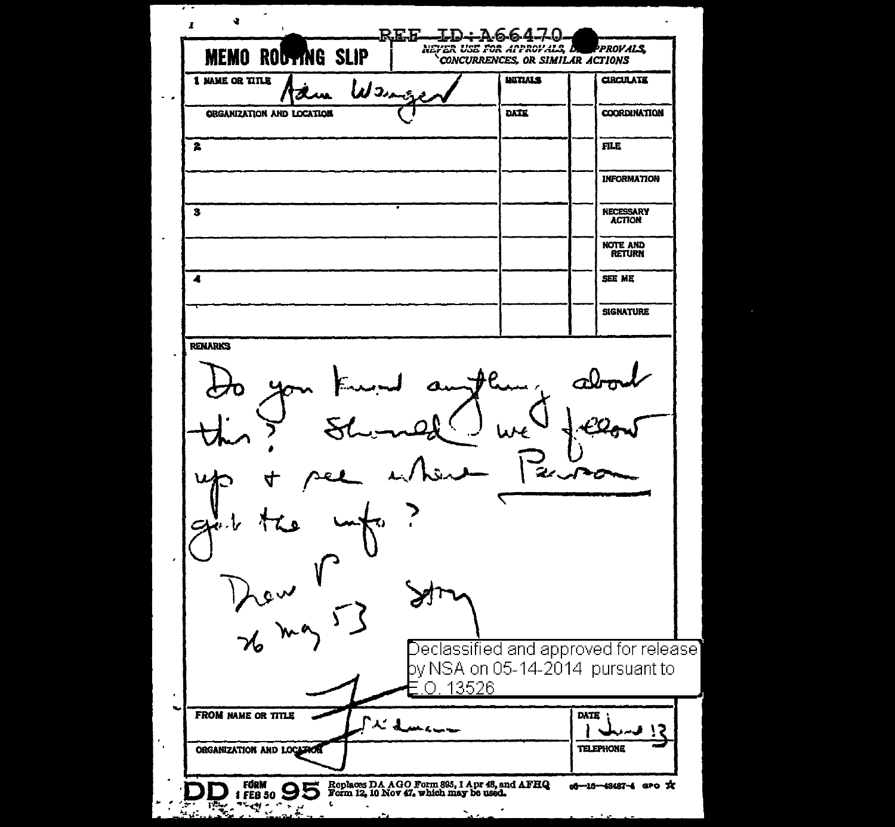REF ID:A66470

# MEMO ROUTING SLIP

NEVER USE FOR APPROVALS, DISAPPROVALS, CONCURRENCES, OR SIMILAR ACTIONS

| 1 NAME OR TITLE | INITIALS | | CIRCULATE |
|---|---|---|---|
| Adam Wenger | | | |
| ORGANIZATION AND LOCATION | DATE | | COORDINATION |
| 2 | | | FILE |
| | | | INFORMATION |
| 3 | | | NECESSARY ACTION |
| | | | NOTE AND RETURN |
| 4 | | | SEE ME |
| | | | SIGNATURE |

REMARKS

Do you know anything about this? Should we follow up & see where Pearson got the info?

Drew P Story 26 May 53

Declassified and approved for release by NSA on 05-14-2014 pursuant to E.O. 13526

| FROM NAME OR TITLE | DATE |
|---|---|
| Friedman | 1 June 53 |
| ORGANIZATION AND LOCATION | TELEPHONE |
| | |

DD FORM 1 FEB 50 95 Replaces DA AGO Form 895, 1 Apr 48, and AFHQ Form 12, 10 Nov 47, which may be used. 16—48487-4 GPO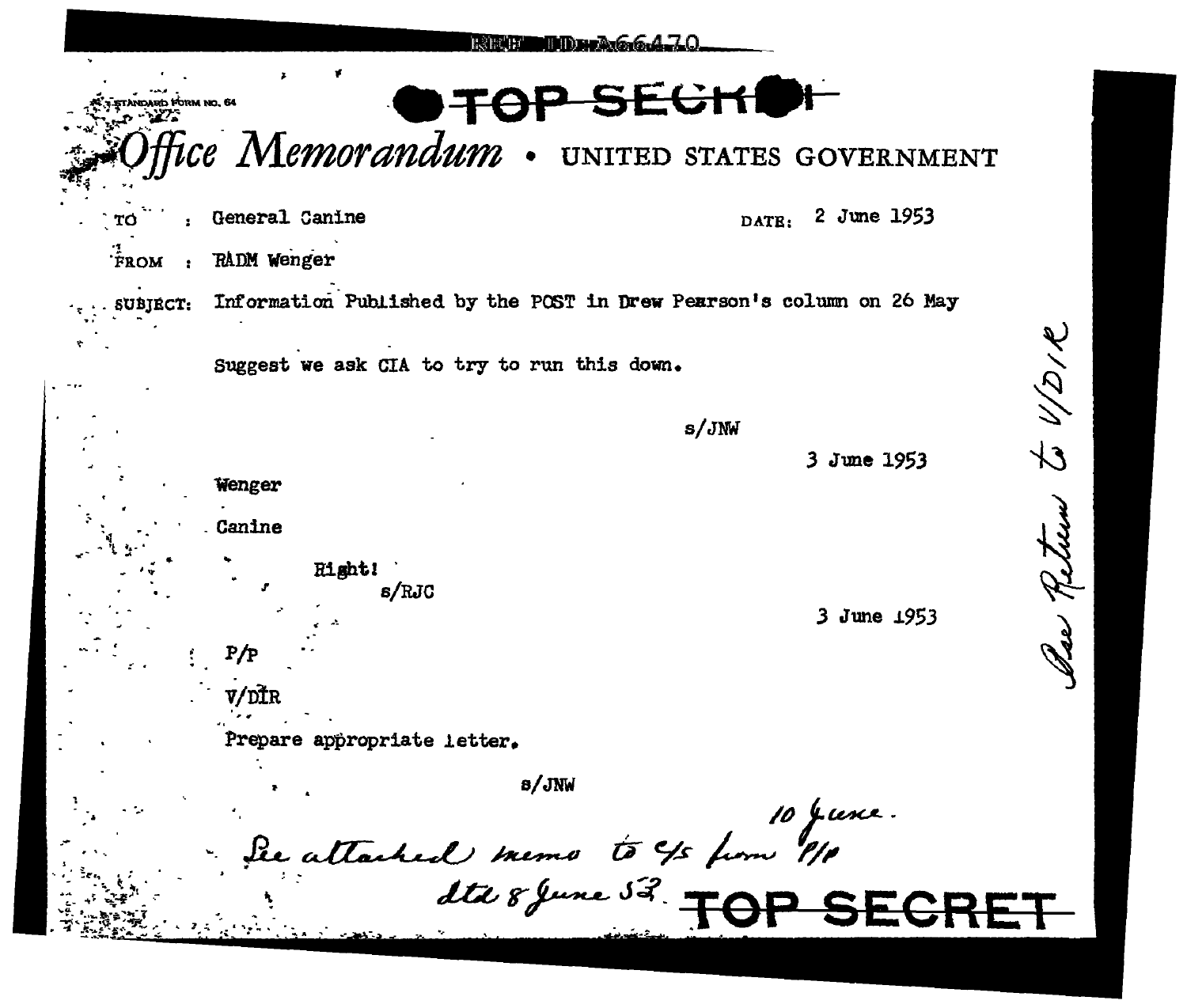REF ID:A66470

TOP SECRET

STANDARD FORM NO. 64

# Office Memorandum • UNITED STATES GOVERNMENT

TO : General Canine DATE: 2 June 1953

FROM : RADM Wenger

SUBJECT: Information Published by the POST in Drew Pearson's column on 26 May

Suggest we ask CIA to try to run this down.

s/JNW

3 June 1953

Wenger

Canine

Right!

s/RJC

3 June 1953

P/P

V/DIR

Prepare appropriate letter.

s/JNW

*See attached memo to C/S from P/P dtd 8 June 53. 10 June.*

*Please Return to V/DIR*

TOP SECRET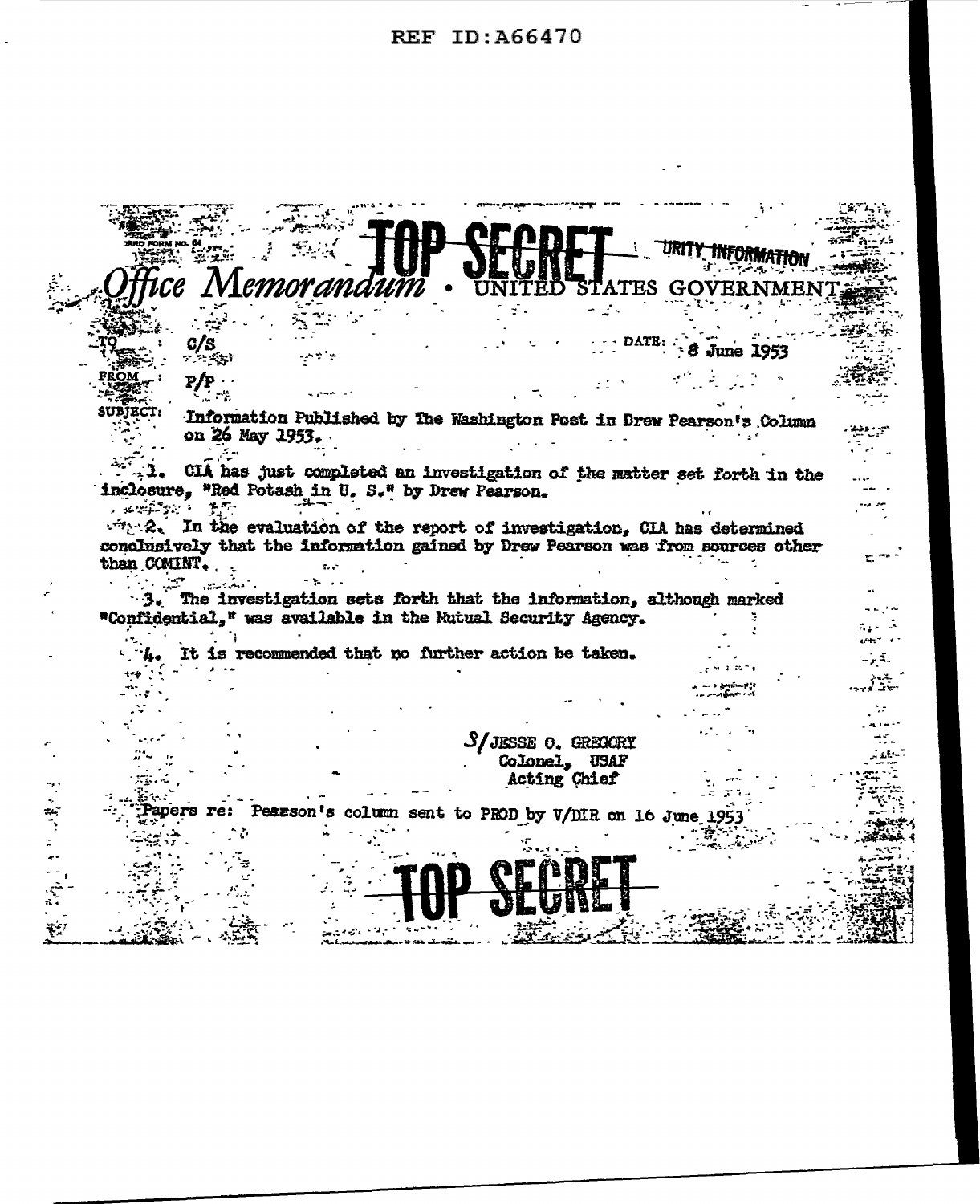REF ID:A66470

**TOP SECRET** SECURITY INFORMATION

*Office Memorandum* • UNITED STATES GOVERNMENT

TO : C/S

DATE: 8 June 1953

FROM : P/P

SUBJECT: Information Published by The Washington Post in Drew Pearson's Column on 26 May 1953.

1. CIA has just completed an investigation of the matter set forth in the inclosure, "Red Potash in U. S." by Drew Pearson.

2. In the evaluation of the report of investigation, CIA has determined conclusively that the information gained by Drew Pearson was from sources other than COMINT.

3. The investigation sets forth that the information, although marked "Confidential," was available in the Mutual Security Agency.

4. It is recommended that no further action be taken.

S/JESSE O. GREGORY
Colonel, USAF
Acting Chief

Papers re: Pearson's column sent to PROD by V/DIR on 16 June 1953

**TOP SECRET**